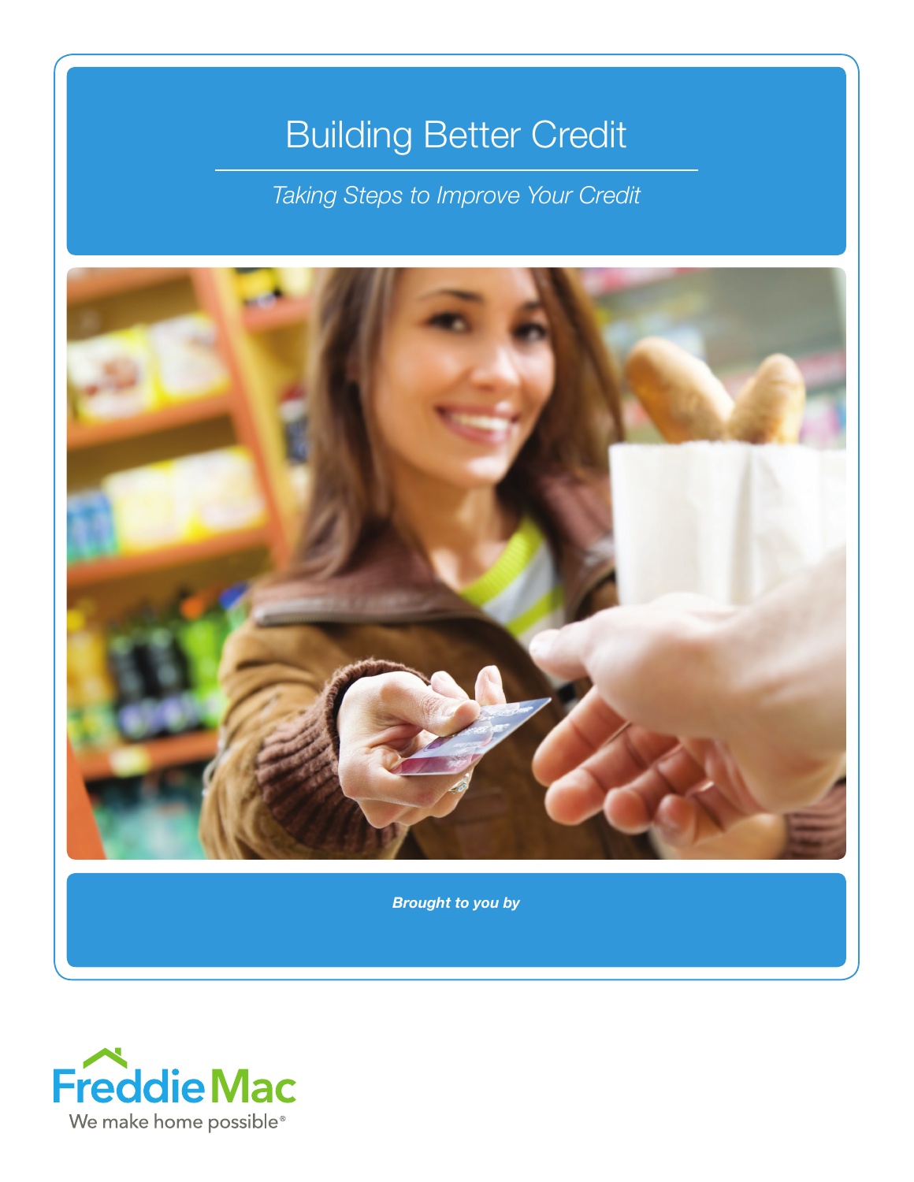# Building Better Credit

*Taking Steps to Improve Your Credit*

***Brought to you by***

Freddie Mac

We make home possible®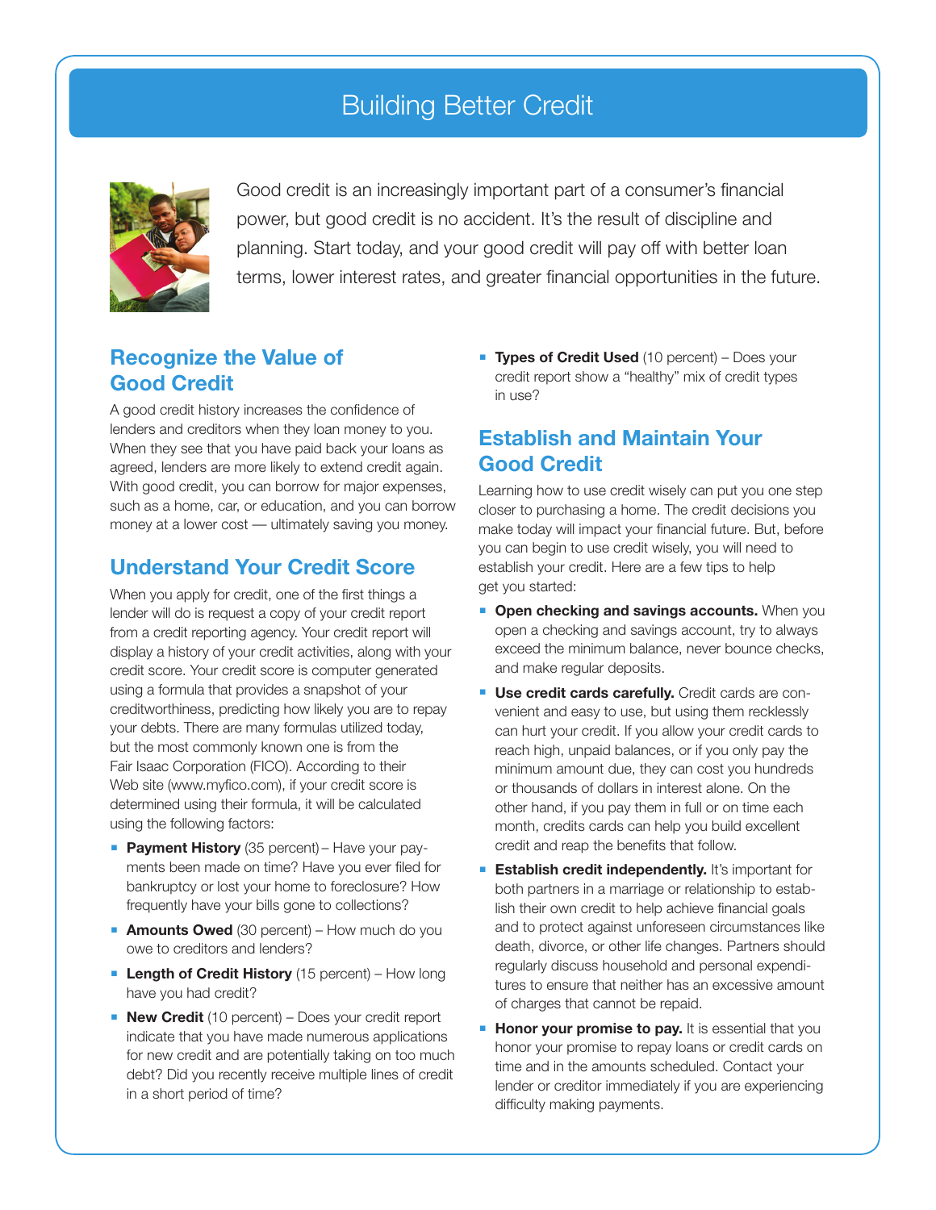# Building Better Credit

Good credit is an increasingly important part of a consumer's financial power, but good credit is no accident. It's the result of discipline and planning. Start today, and your good credit will pay off with better loan terms, lower interest rates, and greater financial opportunities in the future.

## Recognize the Value of Good Credit

A good credit history increases the confidence of lenders and creditors when they loan money to you. When they see that you have paid back your loans as agreed, lenders are more likely to extend credit again. With good credit, you can borrow for major expenses, such as a home, car, or education, and you can borrow money at a lower cost — ultimately saving you money.

## Understand Your Credit Score

When you apply for credit, one of the first things a lender will do is request a copy of your credit report from a credit reporting agency. Your credit report will display a history of your credit activities, along with your credit score. Your credit score is computer generated using a formula that provides a snapshot of your creditworthiness, predicting how likely you are to repay your debts. There are many formulas utilized today, but the most commonly known one is from the Fair Isaac Corporation (FICO). According to their Web site (www.myfico.com), if your credit score is determined using their formula, it will be calculated using the following factors:

- **Payment History** (35 percent) – Have your payments been made on time? Have you ever filed for bankruptcy or lost your home to foreclosure? How frequently have your bills gone to collections?
- **Amounts Owed** (30 percent) – How much do you owe to creditors and lenders?
- **Length of Credit History** (15 percent) – How long have you had credit?
- **New Credit** (10 percent) – Does your credit report indicate that you have made numerous applications for new credit and are potentially taking on too much debt? Did you recently receive multiple lines of credit in a short period of time?
- **Types of Credit Used** (10 percent) – Does your credit report show a "healthy" mix of credit types in use?

## Establish and Maintain Your Good Credit

Learning how to use credit wisely can put you one step closer to purchasing a home. The credit decisions you make today will impact your financial future. But, before you can begin to use credit wisely, you will need to establish your credit. Here are a few tips to help get you started:

- **Open checking and savings accounts.** When you open a checking and savings account, try to always exceed the minimum balance, never bounce checks, and make regular deposits.
- **Use credit cards carefully.** Credit cards are convenient and easy to use, but using them recklessly can hurt your credit. If you allow your credit cards to reach high, unpaid balances, or if you only pay the minimum amount due, they can cost you hundreds or thousands of dollars in interest alone. On the other hand, if you pay them in full or on time each month, credits cards can help you build excellent credit and reap the benefits that follow.
- **Establish credit independently.** It's important for both partners in a marriage or relationship to establish their own credit to help achieve financial goals and to protect against unforeseen circumstances like death, divorce, or other life changes. Partners should regularly discuss household and personal expenditures to ensure that neither has an excessive amount of charges that cannot be repaid.
- **Honor your promise to pay.** It is essential that you honor your promise to repay loans or credit cards on time and in the amounts scheduled. Contact your lender or creditor immediately if you are experiencing difficulty making payments.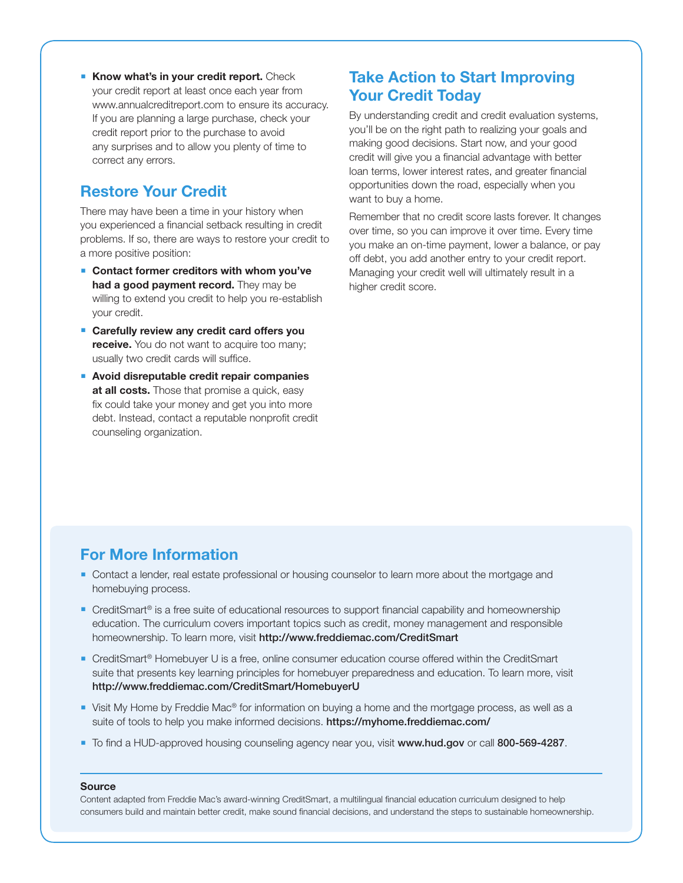- **Know what's in your credit report.** Check your credit report at least once each year from www.annualcreditreport.com to ensure its accuracy. If you are planning a large purchase, check your credit report prior to the purchase to avoid any surprises and to allow you plenty of time to correct any errors.

## Restore Your Credit

There may have been a time in your history when you experienced a financial setback resulting in credit problems. If so, there are ways to restore your credit to a more positive position:

- **Contact former creditors with whom you've had a good payment record.** They may be willing to extend you credit to help you re-establish your credit.
- **Carefully review any credit card offers you receive.** You do not want to acquire too many; usually two credit cards will suffice.
- **Avoid disreputable credit repair companies at all costs.** Those that promise a quick, easy fix could take your money and get you into more debt. Instead, contact a reputable nonprofit credit counseling organization.

## Take Action to Start Improving Your Credit Today

By understanding credit and credit evaluation systems, you'll be on the right path to realizing your goals and making good decisions. Start now, and your good credit will give you a financial advantage with better loan terms, lower interest rates, and greater financial opportunities down the road, especially when you want to buy a home.

Remember that no credit score lasts forever. It changes over time, so you can improve it over time. Every time you make an on-time payment, lower a balance, or pay off debt, you add another entry to your credit report. Managing your credit well will ultimately result in a higher credit score.

## For More Information

- Contact a lender, real estate professional or housing counselor to learn more about the mortgage and homebuying process.
- CreditSmart® is a free suite of educational resources to support financial capability and homeownership education. The curriculum covers important topics such as credit, money management and responsible homeownership. To learn more, visit **http://www.freddiemac.com/CreditSmart**
- CreditSmart® Homebuyer U is a free, online consumer education course offered within the CreditSmart suite that presents key learning principles for homebuyer preparedness and education. To learn more, visit **http://www.freddiemac.com/CreditSmart/HomebuyerU**
- Visit My Home by Freddie Mac® for information on buying a home and the mortgage process, as well as a suite of tools to help you make informed decisions. **https://myhome.freddiemac.com/**
- To find a HUD-approved housing counseling agency near you, visit **www.hud.gov** or call **800-569-4287**.

**Source**

Content adapted from Freddie Mac's award-winning CreditSmart, a multilingual financial education curriculum designed to help consumers build and maintain better credit, make sound financial decisions, and understand the steps to sustainable homeownership.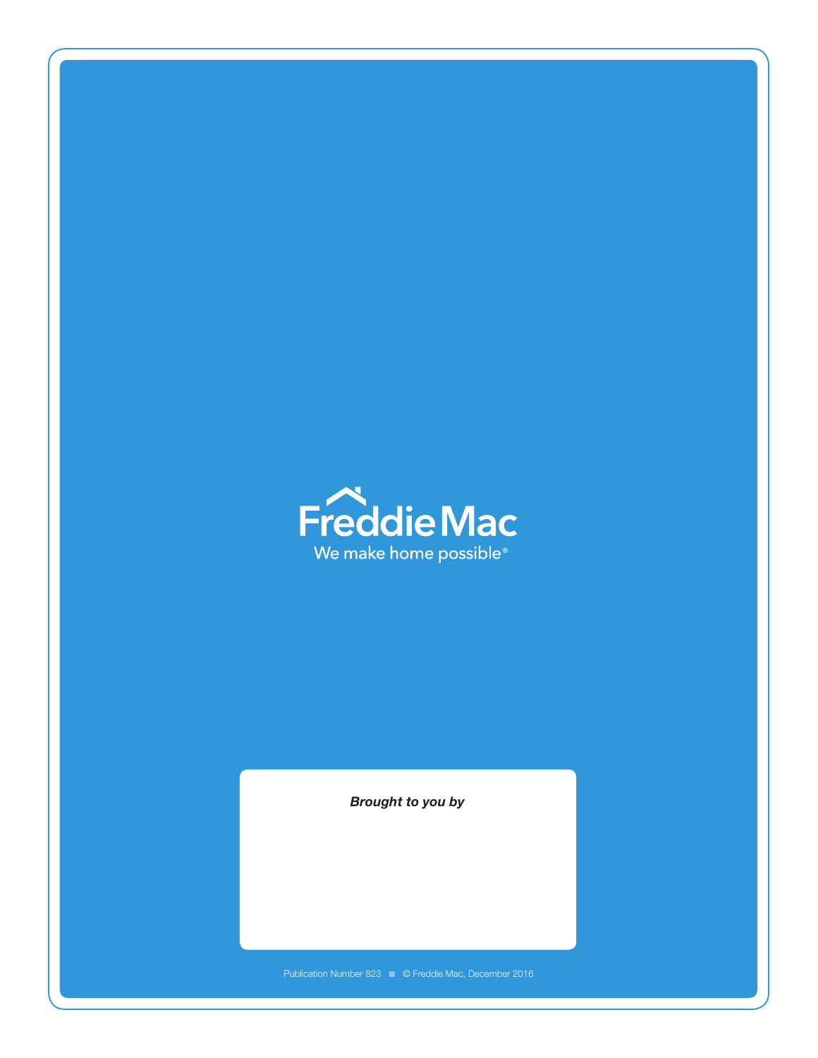Freddie Mac

We make home possible®

***Brought to you by***

Publication Number 823 ■ © Freddie Mac, December 2016